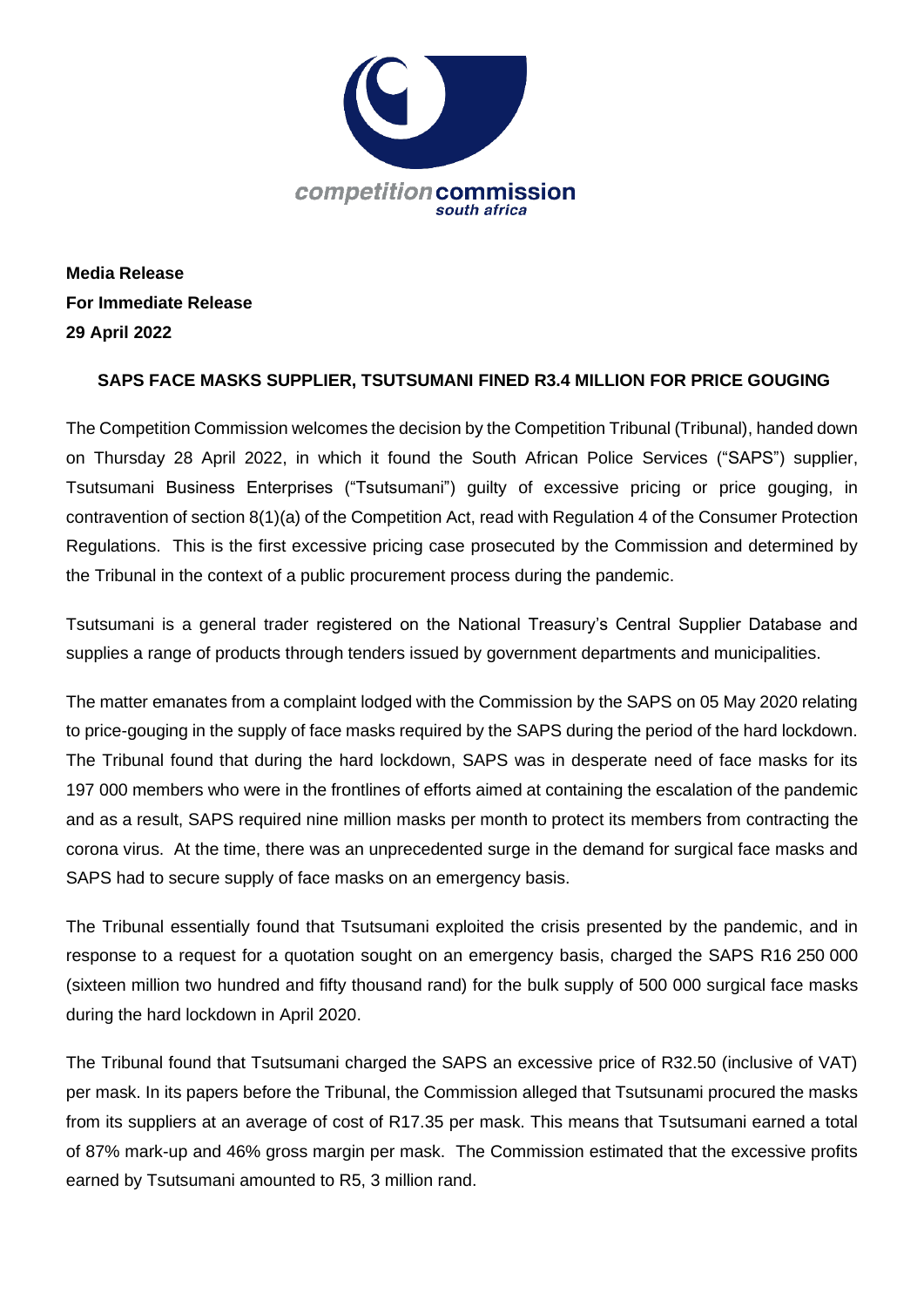competition commission
south africa

**Media Release**
**For Immediate Release**
**29 April 2022**

**SAPS FACE MASKS SUPPLIER, TSUTSUMANI FINED R3.4 MILLION FOR PRICE GOUGING**

The Competition Commission welcomes the decision by the Competition Tribunal (Tribunal), handed down on Thursday 28 April 2022, in which it found the South African Police Services ("SAPS") supplier, Tsutsumani Business Enterprises ("Tsutsumani") guilty of excessive pricing or price gouging, in contravention of section 8(1)(a) of the Competition Act, read with Regulation 4 of the Consumer Protection Regulations. This is the first excessive pricing case prosecuted by the Commission and determined by the Tribunal in the context of a public procurement process during the pandemic.

Tsutsumani is a general trader registered on the National Treasury's Central Supplier Database and supplies a range of products through tenders issued by government departments and municipalities.

The matter emanates from a complaint lodged with the Commission by the SAPS on 05 May 2020 relating to price-gouging in the supply of face masks required by the SAPS during the period of the hard lockdown. The Tribunal found that during the hard lockdown, SAPS was in desperate need of face masks for its 197 000 members who were in the frontlines of efforts aimed at containing the escalation of the pandemic and as a result, SAPS required nine million masks per month to protect its members from contracting the corona virus. At the time, there was an unprecedented surge in the demand for surgical face masks and SAPS had to secure supply of face masks on an emergency basis.

The Tribunal essentially found that Tsutsumani exploited the crisis presented by the pandemic, and in response to a request for a quotation sought on an emergency basis, charged the SAPS R16 250 000 (sixteen million two hundred and fifty thousand rand) for the bulk supply of 500 000 surgical face masks during the hard lockdown in April 2020.

The Tribunal found that Tsutsumani charged the SAPS an excessive price of R32.50 (inclusive of VAT) per mask. In its papers before the Tribunal, the Commission alleged that Tsutsunami procured the masks from its suppliers at an average of cost of R17.35 per mask. This means that Tsutsumani earned a total of 87% mark-up and 46% gross margin per mask. The Commission estimated that the excessive profits earned by Tsutsumani amounted to R5, 3 million rand.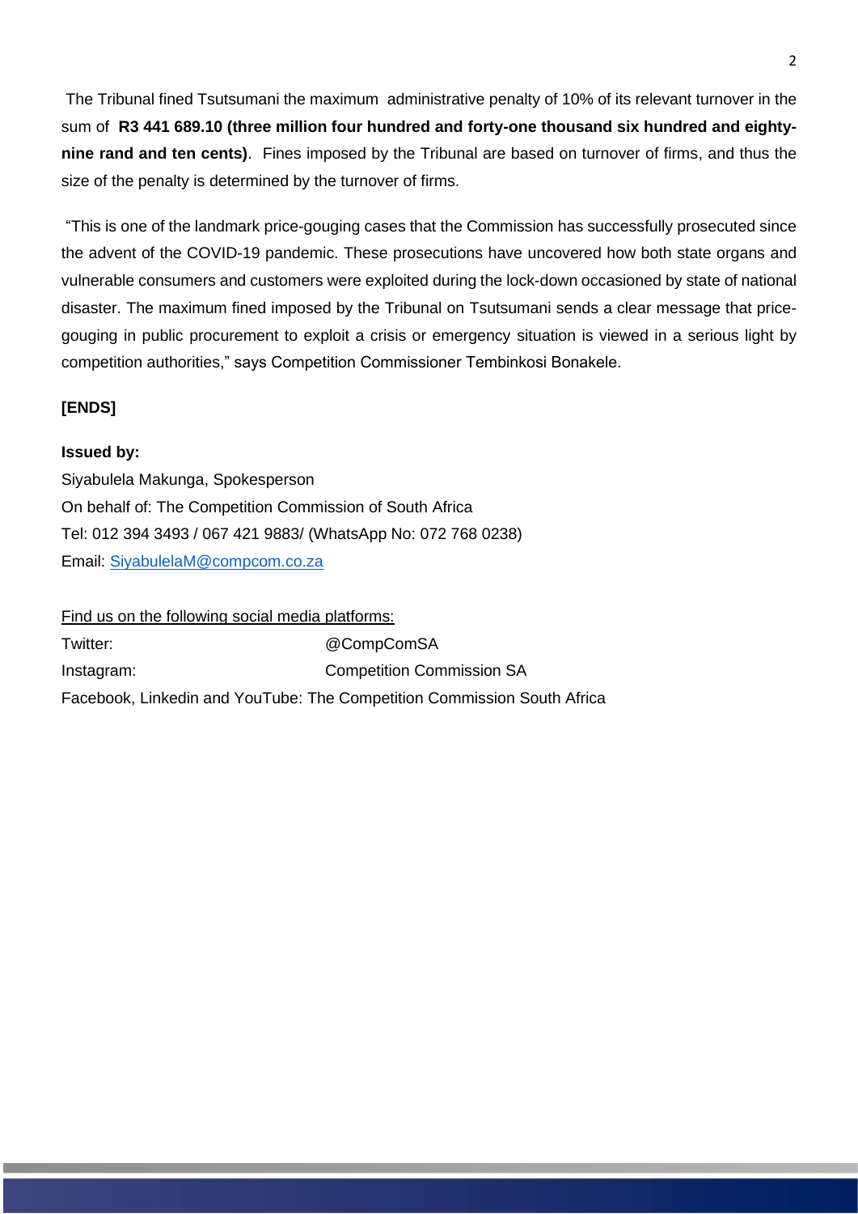The Tribunal fined Tsutsumani the maximum administrative penalty of 10% of its relevant turnover in the sum of **R3 441 689.10 (three million four hundred and forty-one thousand six hundred and eighty-nine rand and ten cents)**. Fines imposed by the Tribunal are based on turnover of firms, and thus the size of the penalty is determined by the turnover of firms.

"This is one of the landmark price-gouging cases that the Commission has successfully prosecuted since the advent of the COVID-19 pandemic. These prosecutions have uncovered how both state organs and vulnerable consumers and customers were exploited during the lock-down occasioned by state of national disaster. The maximum fined imposed by the Tribunal on Tsutsumani sends a clear message that price-gouging in public procurement to exploit a crisis or emergency situation is viewed in a serious light by competition authorities," says Competition Commissioner Tembinkosi Bonakele.

**[ENDS]**

**Issued by:**
Siyabulela Makunga, Spokesperson
On behalf of: The Competition Commission of South Africa
Tel: 012 394 3493 / 067 421 9883/ (WhatsApp No: 072 768 0238)
Email: SiyabulelaM@compcom.co.za

Find us on the following social media platforms:

Twitter: @CompComSA
Instagram: Competition Commission SA
Facebook, Linkedin and YouTube: The Competition Commission South Africa